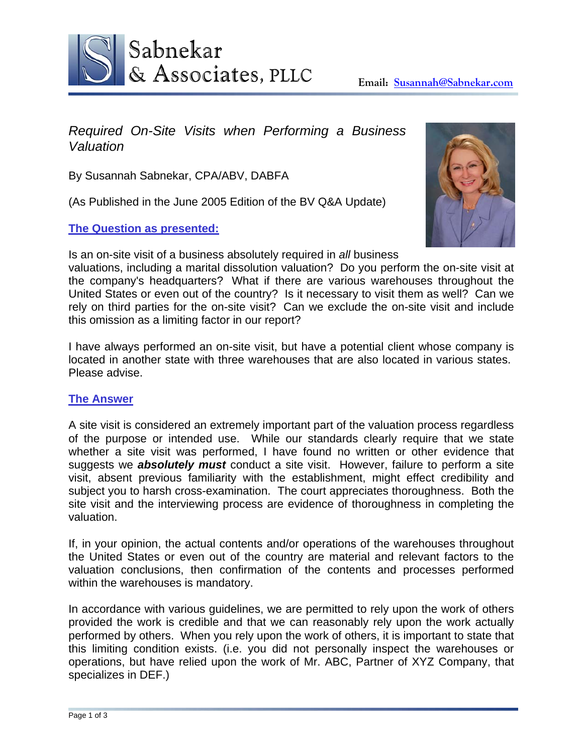Sabnekar & Associates, PLLC

**Email: Susannah@Sabnekar.com**

# *Required On-Site Visits when Performing a Business Valuation*

By Susannah Sabnekar, CPA/ABV, DABFA

(As Published in the June 2005 Edition of the BV Q&A Update)

## The Question as presented:

Is an on-site visit of a business absolutely required in *all* business valuations, including a marital dissolution valuation? Do you perform the on-site visit at the company's headquarters? What if there are various warehouses throughout the United States or even out of the country? Is it necessary to visit them as well? Can we rely on third parties for the on-site visit? Can we exclude the on-site visit and include this omission as a limiting factor in our report?

I have always performed an on-site visit, but have a potential client whose company is located in another state with three warehouses that are also located in various states. Please advise.

## The Answer

A site visit is considered an extremely important part of the valuation process regardless of the purpose or intended use. While our standards clearly require that we state whether a site visit was performed, I have found no written or other evidence that suggests we ***absolutely must*** conduct a site visit. However, failure to perform a site visit, absent previous familiarity with the establishment, might effect credibility and subject you to harsh cross-examination. The court appreciates thoroughness. Both the site visit and the interviewing process are evidence of thoroughness in completing the valuation.

If, in your opinion, the actual contents and/or operations of the warehouses throughout the United States or even out of the country are material and relevant factors to the valuation conclusions, then confirmation of the contents and processes performed within the warehouses is mandatory.

In accordance with various guidelines, we are permitted to rely upon the work of others provided the work is credible and that we can reasonably rely upon the work actually performed by others. When you rely upon the work of others, it is important to state that this limiting condition exists. (i.e. you did not personally inspect the warehouses or operations, but have relied upon the work of Mr. ABC, Partner of XYZ Company, that specializes in DEF.)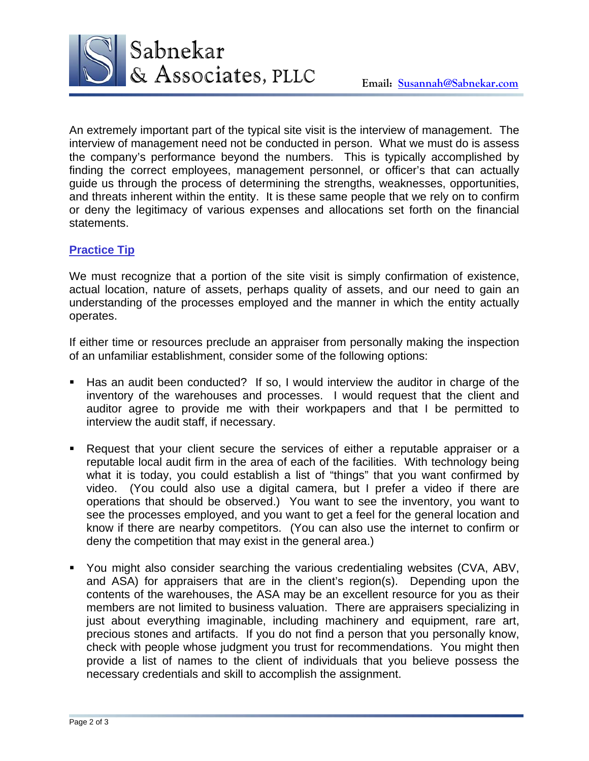An extremely important part of the typical site visit is the interview of management. The interview of management need not be conducted in person. What we must do is assess the company's performance beyond the numbers. This is typically accomplished by finding the correct employees, management personnel, or officer's that can actually guide us through the process of determining the strengths, weaknesses, opportunities, and threats inherent within the entity. It is these same people that we rely on to confirm or deny the legitimacy of various expenses and allocations set forth on the financial statements.

## Practice Tip

We must recognize that a portion of the site visit is simply confirmation of existence, actual location, nature of assets, perhaps quality of assets, and our need to gain an understanding of the processes employed and the manner in which the entity actually operates.

If either time or resources preclude an appraiser from personally making the inspection of an unfamiliar establishment, consider some of the following options:

- Has an audit been conducted? If so, I would interview the auditor in charge of the inventory of the warehouses and processes. I would request that the client and auditor agree to provide me with their workpapers and that I be permitted to interview the audit staff, if necessary.

- Request that your client secure the services of either a reputable appraiser or a reputable local audit firm in the area of each of the facilities. With technology being what it is today, you could establish a list of "things" that you want confirmed by video. (You could also use a digital camera, but I prefer a video if there are operations that should be observed.) You want to see the inventory, you want to see the processes employed, and you want to get a feel for the general location and know if there are nearby competitors. (You can also use the internet to confirm or deny the competition that may exist in the general area.)

- You might also consider searching the various credentialing websites (CVA, ABV, and ASA) for appraisers that are in the client's region(s). Depending upon the contents of the warehouses, the ASA may be an excellent resource for you as their members are not limited to business valuation. There are appraisers specializing in just about everything imaginable, including machinery and equipment, rare art, precious stones and artifacts. If you do not find a person that you personally know, check with people whose judgment you trust for recommendations. You might then provide a list of names to the client of individuals that you believe possess the necessary credentials and skill to accomplish the assignment.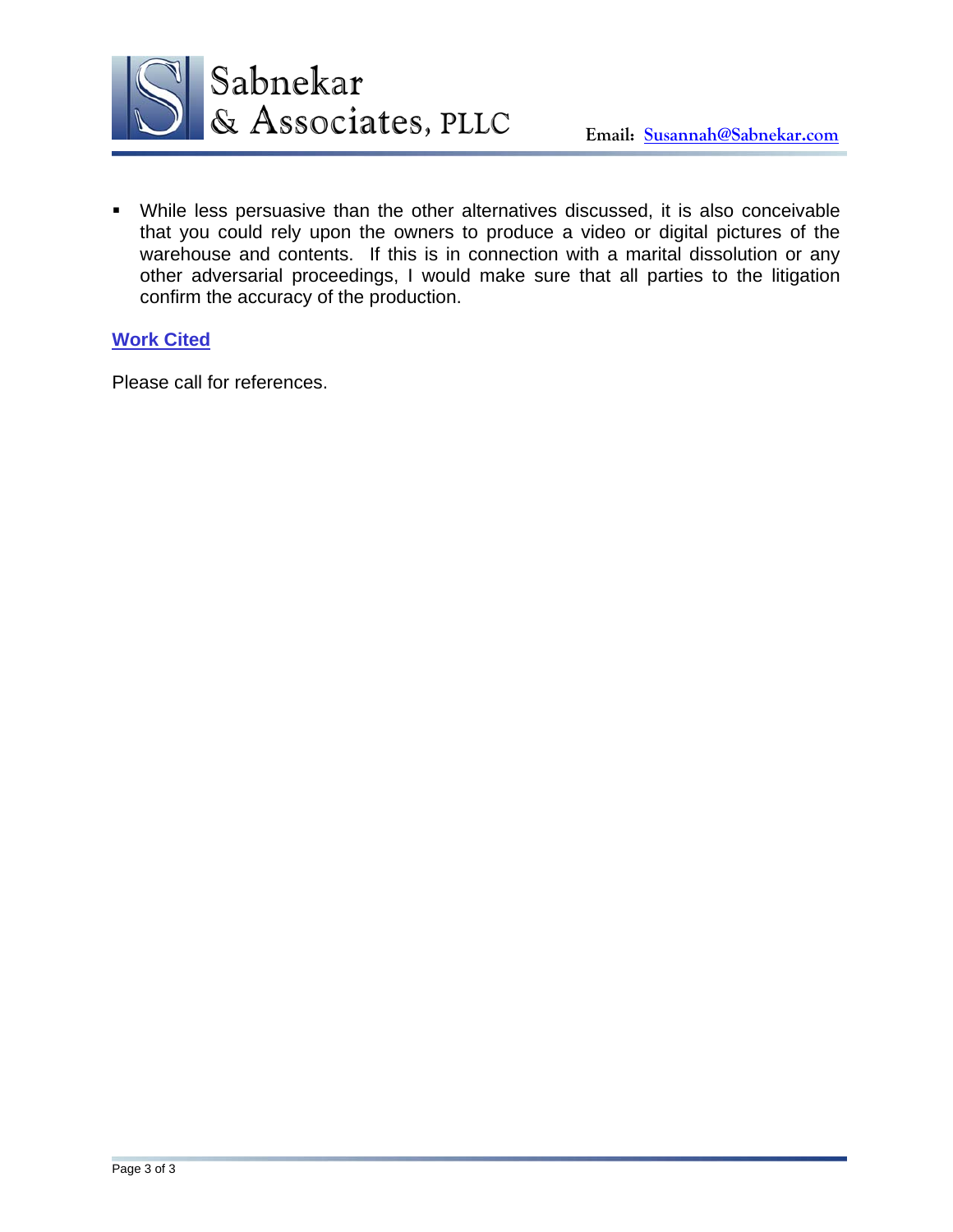- While less persuasive than the other alternatives discussed, it is also conceivable that you could rely upon the owners to produce a video or digital pictures of the warehouse and contents. If this is in connection with a marital dissolution or any other adversarial proceedings, I would make sure that all parties to the litigation confirm the accuracy of the production.

## Work Cited

Please call for references.